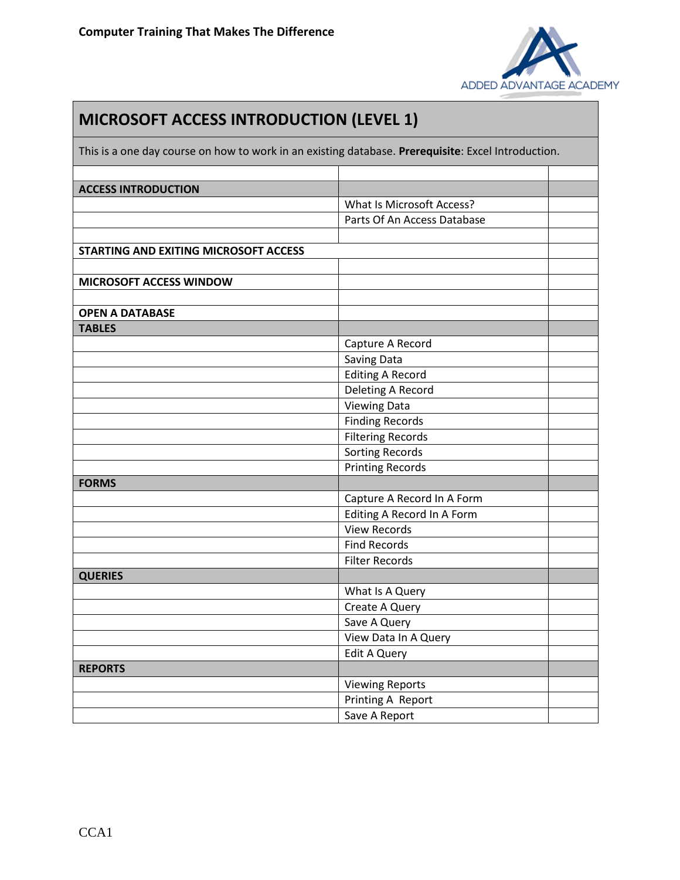**Computer Training That Makes The Difference**

ADDED ADVANTAGE ACADEMY

# MICROSOFT ACCESS INTRODUCTION (LEVEL 1)

This is a one day course on how to work in an existing database. **Prerequisite**: Excel Introduction.

| | | |
|---|---|---|
| **ACCESS INTRODUCTION** | | |
| | What Is Microsoft Access? | |
| | Parts Of An Access Database | |
| | | |
| **STARTING AND EXITING MICROSOFT ACCESS** | | |
| | | |
| **MICROSOFT ACCESS WINDOW** | | |
| | | |
| **OPEN A DATABASE** | | |
| **TABLES** | | |
| | Capture A Record | |
| | Saving Data | |
| | Editing A Record | |
| | Deleting A Record | |
| | Viewing Data | |
| | Finding Records | |
| | Filtering Records | |
| | Sorting Records | |
| | Printing Records | |
| **FORMS** | | |
| | Capture A Record In A Form | |
| | Editing A Record In A Form | |
| | View Records | |
| | Find Records | |
| | Filter Records | |
| **QUERIES** | | |
| | What Is A Query | |
| | Create A Query | |
| | Save A Query | |
| | View Data In A Query | |
| | Edit A Query | |
| **REPORTS** | | |
| | Viewing Reports | |
| | Printing A Report | |
| | Save A Report | |

CCA1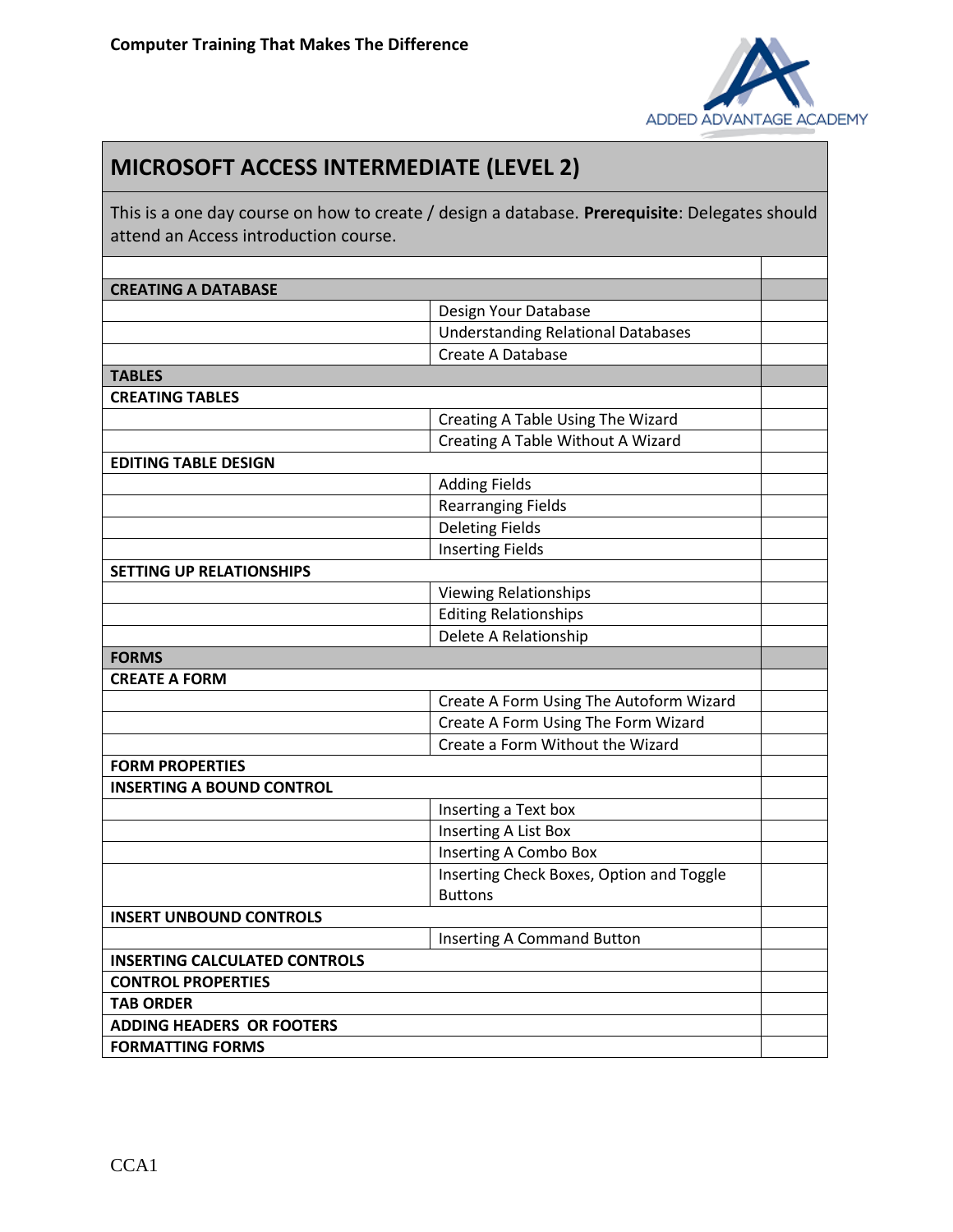**Computer Training That Makes The Difference**

ADDED ADVANTAGE ACADEMY

# MICROSOFT ACCESS INTERMEDIATE (LEVEL 2)

This is a one day course on how to create / design a database. **Prerequisite**: Delegates should attend an Access introduction course.

| | | |
|---|---|---|
| **CREATING A DATABASE** | | |
| | Design Your Database | |
| | Understanding Relational Databases | |
| | Create A Database | |
| **TABLES** | | |
| **CREATING TABLES** | | |
| | Creating A Table Using The Wizard | |
| | Creating A Table Without A Wizard | |
| **EDITING TABLE DESIGN** | | |
| | Adding Fields | |
| | Rearranging Fields | |
| | Deleting Fields | |
| | Inserting Fields | |
| **SETTING UP RELATIONSHIPS** | | |
| | Viewing Relationships | |
| | Editing Relationships | |
| | Delete A Relationship | |
| **FORMS** | | |
| **CREATE A FORM** | | |
| | Create A Form Using The Autoform Wizard | |
| | Create A Form Using The Form Wizard | |
| | Create a Form Without the Wizard | |
| **FORM PROPERTIES** | | |
| **INSERTING A BOUND CONTROL** | | |
| | Inserting a Text box | |
| | Inserting A List Box | |
| | Inserting A Combo Box | |
| | Inserting Check Boxes, Option and Toggle Buttons | |
| **INSERT UNBOUND CONTROLS** | | |
| | Inserting A Command Button | |
| **INSERTING CALCULATED CONTROLS** | | |
| **CONTROL PROPERTIES** | | |
| **TAB ORDER** | | |
| **ADDING HEADERS OR FOOTERS** | | |
| **FORMATTING FORMS** | | |

CCA1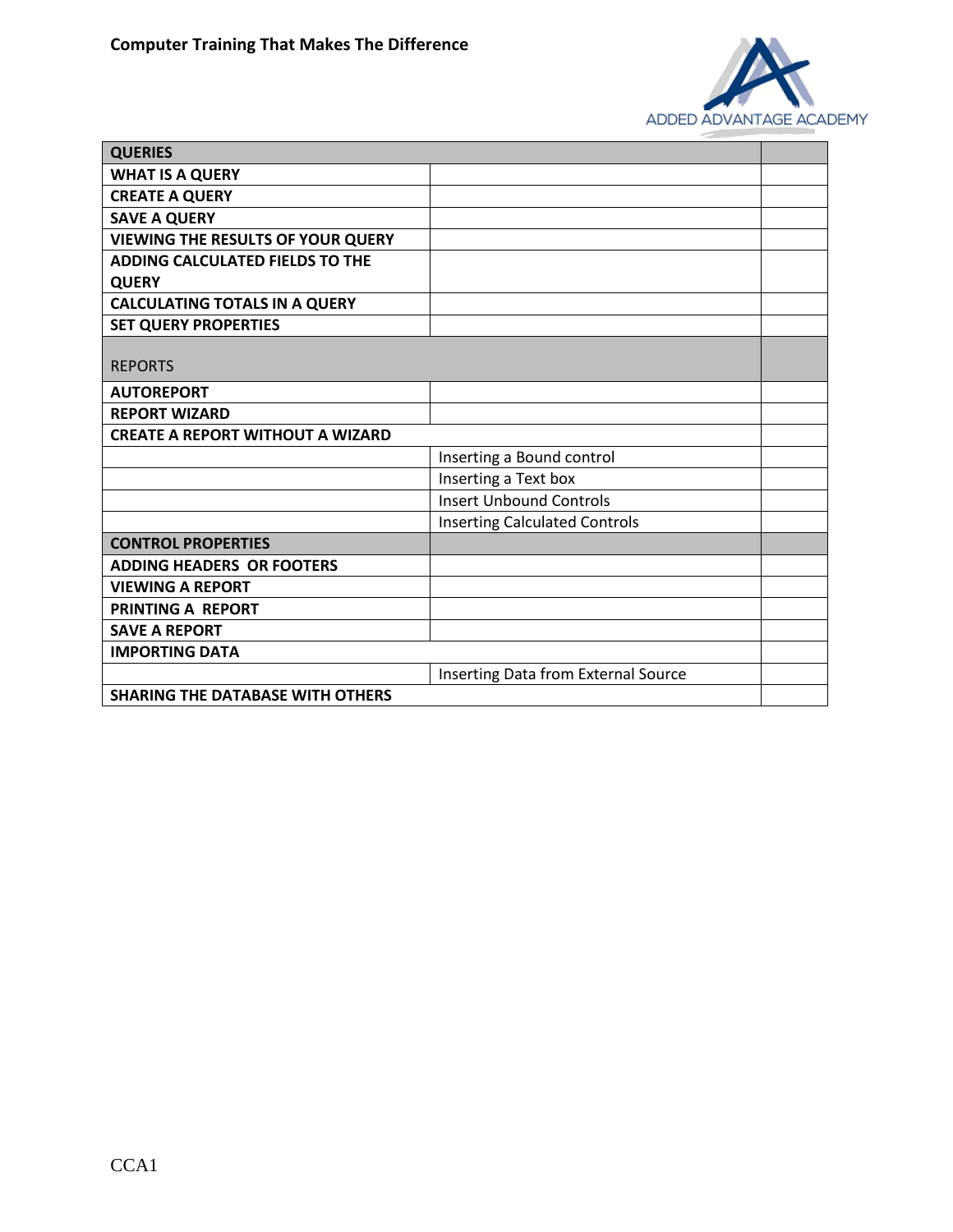| | | |
|---|---|---|
| **QUERIES** | | |
| **WHAT IS A QUERY** | | |
| **CREATE A QUERY** | | |
| **SAVE A QUERY** | | |
| **VIEWING THE RESULTS OF YOUR QUERY** | | |
| **ADDING CALCULATED FIELDS TO THE QUERY** | | |
| **CALCULATING TOTALS IN A QUERY** | | |
| **SET QUERY PROPERTIES** | | |
| REPORTS | | |
| **AUTOREPORT** | | |
| **REPORT WIZARD** | | |
| **CREATE A REPORT WITHOUT A WIZARD** | | |
| | Inserting a Bound control | |
| | Inserting a Text box | |
| | Insert Unbound Controls | |
| | Inserting Calculated Controls | |
| **CONTROL PROPERTIES** | | |
| **ADDING HEADERS OR FOOTERS** | | |
| **VIEWING A REPORT** | | |
| **PRINTING A REPORT** | | |
| **SAVE A REPORT** | | |
| **IMPORTING DATA** | | |
| | Inserting Data from External Source | |
| **SHARING THE DATABASE WITH OTHERS** | | |